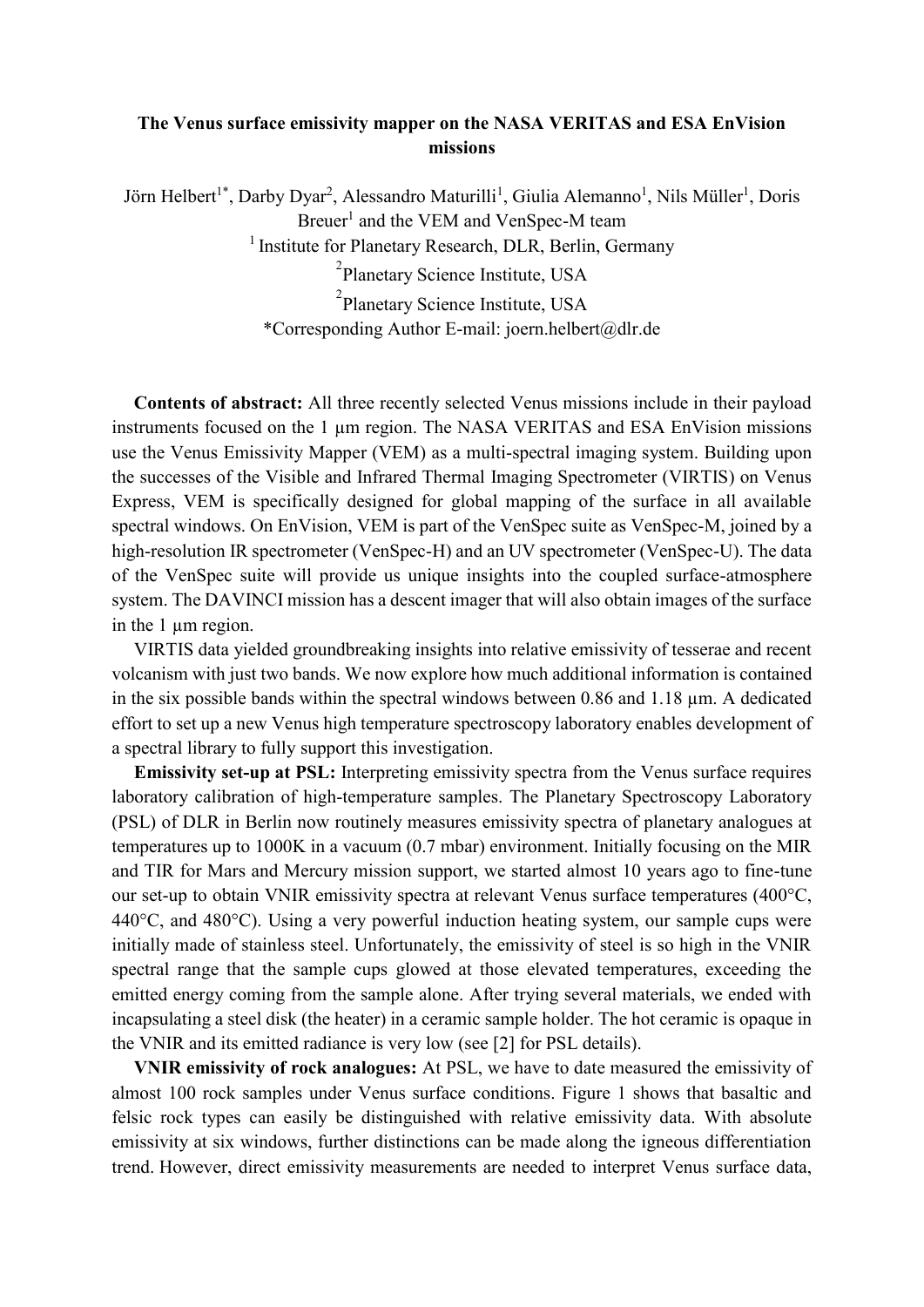# The Venus surface emissivity mapper on the NASA VERITAS and ESA EnVision missions

Jörn Helbert[1*], Darby Dyar[2], Alessandro Maturilli[1], Giulia Alemanno[1], Nils Müller[1], Doris Breuer[1] and the VEM and VenSpec-M team

[1] Institute for Planetary Research, DLR, Berlin, Germany

[2]Planetary Science Institute, USA

[2]Planetary Science Institute, USA

*Corresponding Author E-mail: joern.helbert@dlr.de

**Contents of abstract:** All three recently selected Venus missions include in their payload instruments focused on the 1 µm region. The NASA VERITAS and ESA EnVision missions use the Venus Emissivity Mapper (VEM) as a multi-spectral imaging system. Building upon the successes of the Visible and Infrared Thermal Imaging Spectrometer (VIRTIS) on Venus Express, VEM is specifically designed for global mapping of the surface in all available spectral windows. On EnVision, VEM is part of the VenSpec suite as VenSpec-M, joined by a high-resolution IR spectrometer (VenSpec-H) and an UV spectrometer (VenSpec-U). The data of the VenSpec suite will provide us unique insights into the coupled surface-atmosphere system. The DAVINCI mission has a descent imager that will also obtain images of the surface in the 1 µm region.

VIRTIS data yielded groundbreaking insights into relative emissivity of tesserae and recent volcanism with just two bands. We now explore how much additional information is contained in the six possible bands within the spectral windows between 0.86 and 1.18 µm. A dedicated effort to set up a new Venus high temperature spectroscopy laboratory enables development of a spectral library to fully support this investigation.

**Emissivity set-up at PSL:** Interpreting emissivity spectra from the Venus surface requires laboratory calibration of high-temperature samples. The Planetary Spectroscopy Laboratory (PSL) of DLR in Berlin now routinely measures emissivity spectra of planetary analogues at temperatures up to 1000K in a vacuum (0.7 mbar) environment. Initially focusing on the MIR and TIR for Mars and Mercury mission support, we started almost 10 years ago to fine-tune our set-up to obtain VNIR emissivity spectra at relevant Venus surface temperatures (400°C, 440°C, and 480°C). Using a very powerful induction heating system, our sample cups were initially made of stainless steel. Unfortunately, the emissivity of steel is so high in the VNIR spectral range that the sample cups glowed at those elevated temperatures, exceeding the emitted energy coming from the sample alone. After trying several materials, we ended with incapsulating a steel disk (the heater) in a ceramic sample holder. The hot ceramic is opaque in the VNIR and its emitted radiance is very low (see [2] for PSL details).

**VNIR emissivity of rock analogues:** At PSL, we have to date measured the emissivity of almost 100 rock samples under Venus surface conditions. Figure 1 shows that basaltic and felsic rock types can easily be distinguished with relative emissivity data. With absolute emissivity at six windows, further distinctions can be made along the igneous differentiation trend. However, direct emissivity measurements are needed to interpret Venus surface data,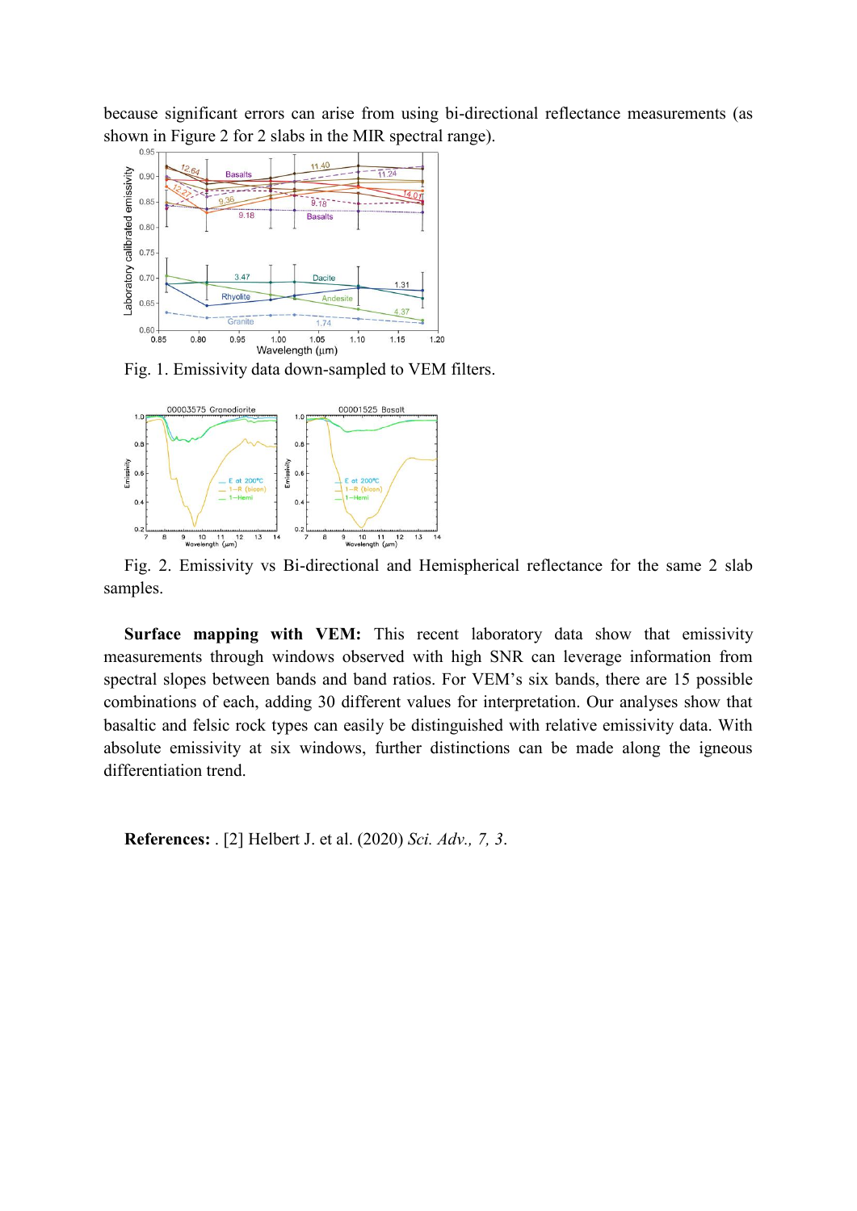because significant errors can arise from using bi-directional reflectance measurements (as shown in Figure 2 for 2 slabs in the MIR spectral range).

Laboratory calibrated emissivity

0.95
0.90
0.85
0.80
0.75
0.70
0.65
0.60

12.64
Basalts
11.40
11.24
12.27
9.36
14.01
9.18
9.18
Basalts
3.47
Dacite
1.31
Rhyolite
Andesite
4.37
Granite
1.74

0.85 0.80 0.95 1.00 1.05 1.10 1.15 1.20

Wavelength (μm)

Fig. 1. Emissivity data down-sampled to VEM filters.

00003575 Granodiorite

00001525 Basalt

Emissivity

1.0
0.8
0.6
0.4
0.2

E at 200°C
1−R (bicon)
1−Hemi

7 8 9 10 11 12 13 14

Wavelength (μm)

Fig. 2. Emissivity vs Bi-directional and Hemispherical reflectance for the same 2 slab samples.

**Surface mapping with VEM:** This recent laboratory data show that emissivity measurements through windows observed with high SNR can leverage information from spectral slopes between bands and band ratios. For VEM's six bands, there are 15 possible combinations of each, adding 30 different values for interpretation. Our analyses show that basaltic and felsic rock types can easily be distinguished with relative emissivity data. With absolute emissivity at six windows, further distinctions can be made along the igneous differentiation trend.

**References:** . [2] Helbert J. et al. (2020) *Sci. Adv., 7, 3*.